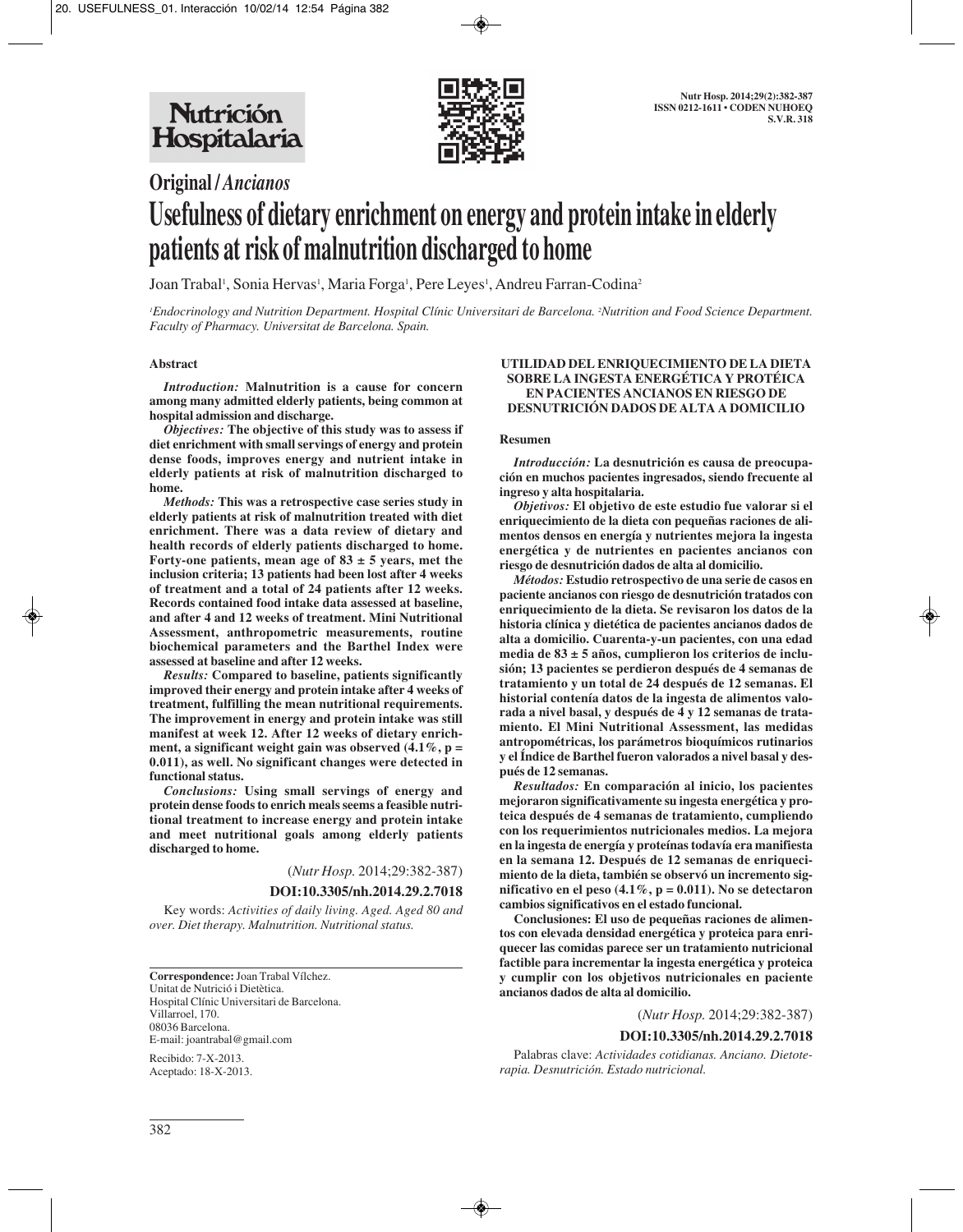Original / *Ancianos*

# Usefulness of dietary enrichment on energy and protein intake in elderly patients at risk of malnutrition discharged to home

Joan Trabal[1], Sonia Hervas[1], Maria Forga[1], Pere Leyes[1], Andreu Farran-Codina[2]

[1]*Endocrinology and Nutrition Department. Hospital Clínic Universitari de Barcelona.* [2]*Nutrition and Food Science Department. Faculty of Pharmacy. Universitat de Barcelona. Spain.*

## Abstract

*Introduction:* **Malnutrition is a cause for concern among many admitted elderly patients, being common at hospital admission and discharge.**

*Objectives:* **The objective of this study was to assess if diet enrichment with small servings of energy and protein dense foods, improves energy and nutrient intake in elderly patients at risk of malnutrition discharged to home.**

*Methods:* **This was a retrospective case series study in elderly patients at risk of malnutrition treated with diet enrichment. There was a data review of dietary and health records of elderly patients discharged to home. Forty-one patients, mean age of 83 ± 5 years, met the inclusion criteria; 13 patients had been lost after 4 weeks of treatment and a total of 24 patients after 12 weeks. Records contained food intake data assessed at baseline, and after 4 and 12 weeks of treatment. Mini Nutritional Assessment, anthropometric measurements, routine biochemical parameters and the Barthel Index were assessed at baseline and after 12 weeks.**

*Results:* **Compared to baseline, patients significantly improved their energy and protein intake after 4 weeks of treatment, fulfilling the mean nutritional requirements. The improvement in energy and protein intake was still manifest at week 12. After 12 weeks of dietary enrichment, a significant weight gain was observed (4.1%, p = 0.011), as well. No significant changes were detected in functional status.**

*Conclusions:* **Using small servings of energy and protein dense foods to enrich meals seems a feasible nutritional treatment to increase energy and protein intake and meet nutritional goals among elderly patients discharged to home.**

(*Nutr Hosp.* 2014;29:382-387)

**DOI:10.3305/nh.2014.29.2.7018**

Key words: *Activities of daily living. Aged. Aged 80 and over. Diet therapy. Malnutrition. Nutritional status.*

**UTILIDAD DEL ENRIQUECIMIENTO DE LA DIETA SOBRE LA INGESTA ENERGÉTICA Y PROTÉICA EN PACIENTES ANCIANOS EN RIESGO DE DESNUTRICIÓN DADOS DE ALTA A DOMICILIO**

## Resumen

*Introducción:* **La desnutrición es causa de preocupación en muchos pacientes ingresados, siendo frecuente al ingreso y alta hospitalaria.**

*Objetivos:* **El objetivo de este estudio fue valorar si el enriquecimiento de la dieta con pequeñas raciones de alimentos densos en energía y nutrientes mejora la ingesta energética y de nutrientes en pacientes ancianos con riesgo de desnutrición dados de alta al domicilio.**

*Métodos:* **Estudio retrospectivo de una serie de casos en paciente ancianos con riesgo de desnutrición tratados con enriquecimiento de la dieta. Se revisaron los datos de la historia clínica y dietética de pacientes ancianos dados de alta a domicilio. Cuarenta-y-un pacientes, con una edad media de 83 ± 5 años, cumplieron los criterios de inclusión; 13 pacientes se perdieron después de 4 semanas de tratamiento y un total de 24 después de 12 semanas. El historial contenía datos de la ingesta de alimentos valorada a nivel basal, y después de 4 y 12 semanas de tratamiento. El Mini Nutritional Assessment, las medidas antropométricas, los parámetros bioquímicos rutinarios y el Índice de Barthel fueron valorados a nivel basal y después de 12 semanas.**

*Resultados:* **En comparación al inicio, los pacientes mejoraron significativamente su ingesta energética y proteica después de 4 semanas de tratamiento, cumpliendo con los requerimientos nutricionales medios. La mejora en la ingesta de energía y proteínas todavía era manifiesta en la semana 12. Después de 12 semanas de enriquecimiento de la dieta, también se observó un incremento significativo en el peso (4.1%, p = 0.011). No se detectaron cambios significativos en el estado funcional.**

**Conclusiones: El uso de pequeñas raciones de alimentos con elevada densidad energética y proteica para enriquecer las comidas parece ser un tratamiento nutricional factible para incrementar la ingesta energética y proteica y cumplir con los objetivos nutricionales en paciente ancianos dados de alta al domicilio.**

(*Nutr Hosp.* 2014;29:382-387)

**DOI:10.3305/nh.2014.29.2.7018**

Palabras clave: *Actividades cotidianas. Anciano. Dietoterapia. Desnutrición. Estado nutricional.*

---

**Correspondence:** Joan Trabal Vílchez.
Unitat de Nutrició i Dietètica.
Hospital Clínic Universitari de Barcelona.
Villarroel, 170.
08036 Barcelona.
E-mail: joantrabal@gmail.com

Recibido: 7-X-2013.
Aceptado: 18-X-2013.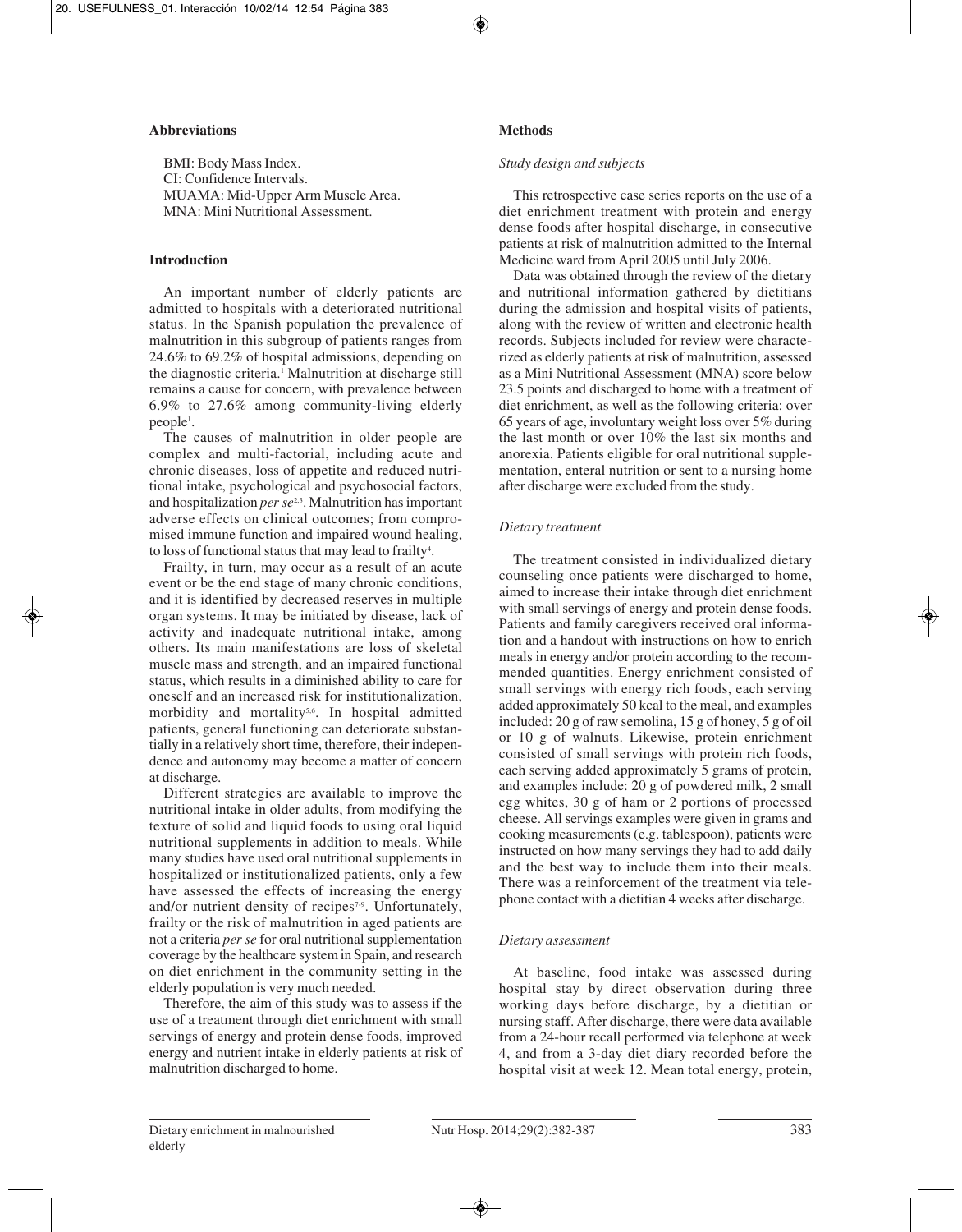## Abbreviations

BMI: Body Mass Index.
CI: Confidence Intervals.
MUAMA: Mid-Upper Arm Muscle Area.
MNA: Mini Nutritional Assessment.

## Introduction

An important number of elderly patients are admitted to hospitals with a deteriorated nutritional status. In the Spanish population the prevalence of malnutrition in this subgroup of patients ranges from 24.6% to 69.2% of hospital admissions, depending on the diagnostic criteria.[1] Malnutrition at discharge still remains a cause for concern, with prevalence between 6.9% to 27.6% among community-living elderly people[1].

The causes of malnutrition in older people are complex and multi-factorial, including acute and chronic diseases, loss of appetite and reduced nutritional intake, psychological and psychosocial factors, and hospitalization *per se*[2,3]. Malnutrition has important adverse effects on clinical outcomes; from compromised immune function and impaired wound healing, to loss of functional status that may lead to frailty[4].

Frailty, in turn, may occur as a result of an acute event or be the end stage of many chronic conditions, and it is identified by decreased reserves in multiple organ systems. It may be initiated by disease, lack of activity and inadequate nutritional intake, among others. Its main manifestations are loss of skeletal muscle mass and strength, and an impaired functional status, which results in a diminished ability to care for oneself and an increased risk for institutionalization, morbidity and mortality[5,6]. In hospital admitted patients, general functioning can deteriorate substantially in a relatively short time, therefore, their independence and autonomy may become a matter of concern at discharge.

Different strategies are available to improve the nutritional intake in older adults, from modifying the texture of solid and liquid foods to using oral liquid nutritional supplements in addition to meals. While many studies have used oral nutritional supplements in hospitalized or institutionalized patients, only a few have assessed the effects of increasing the energy and/or nutrient density of recipes[7-9]. Unfortunately, frailty or the risk of malnutrition in aged patients are not a criteria *per se* for oral nutritional supplementation coverage by the healthcare system in Spain, and research on diet enrichment in the community setting in the elderly population is very much needed.

Therefore, the aim of this study was to assess if the use of a treatment through diet enrichment with small servings of energy and protein dense foods, improved energy and nutrient intake in elderly patients at risk of malnutrition discharged to home.

## Methods

### *Study design and subjects*

This retrospective case series reports on the use of a diet enrichment treatment with protein and energy dense foods after hospital discharge, in consecutive patients at risk of malnutrition admitted to the Internal Medicine ward from April 2005 until July 2006.

Data was obtained through the review of the dietary and nutritional information gathered by dietitians during the admission and hospital visits of patients, along with the review of written and electronic health records. Subjects included for review were characterized as elderly patients at risk of malnutrition, assessed as a Mini Nutritional Assessment (MNA) score below 23.5 points and discharged to home with a treatment of diet enrichment, as well as the following criteria: over 65 years of age, involuntary weight loss over 5% during the last month or over 10% the last six months and anorexia. Patients eligible for oral nutritional supplementation, enteral nutrition or sent to a nursing home after discharge were excluded from the study.

### *Dietary treatment*

The treatment consisted in individualized dietary counseling once patients were discharged to home, aimed to increase their intake through diet enrichment with small servings of energy and protein dense foods. Patients and family caregivers received oral information and a handout with instructions on how to enrich meals in energy and/or protein according to the recommended quantities. Energy enrichment consisted of small servings with energy rich foods, each serving added approximately 50 kcal to the meal, and examples included: 20 g of raw semolina, 15 g of honey, 5 g of oil or 10 g of walnuts. Likewise, protein enrichment consisted of small servings with protein rich foods, each serving added approximately 5 grams of protein, and examples include: 20 g of powdered milk, 2 small egg whites, 30 g of ham or 2 portions of processed cheese. All servings examples were given in grams and cooking measurements (e.g. tablespoon), patients were instructed on how many servings they had to add daily and the best way to include them into their meals. There was a reinforcement of the treatment via telephone contact with a dietitian 4 weeks after discharge.

### *Dietary assessment*

At baseline, food intake was assessed during hospital stay by direct observation during three working days before discharge, by a dietitian or nursing staff. After discharge, there were data available from a 24-hour recall performed via telephone at week 4, and from a 3-day diet diary recorded before the hospital visit at week 12. Mean total energy, protein,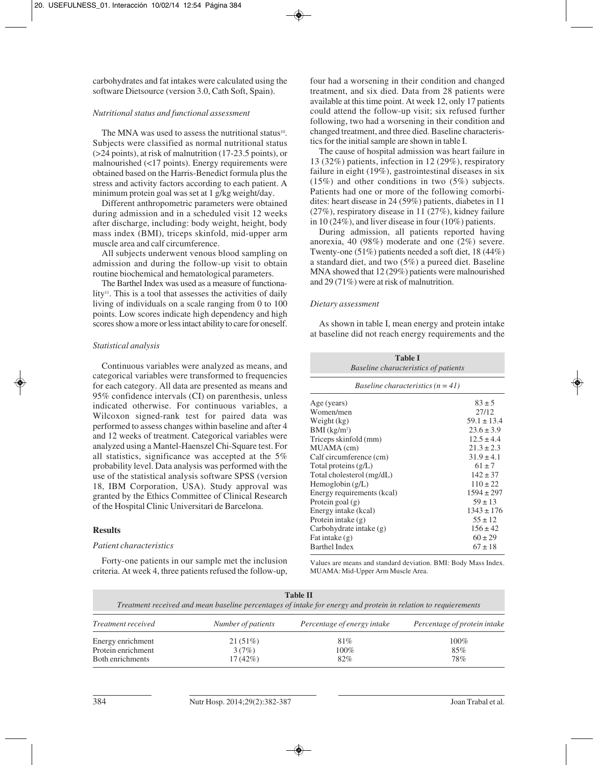carbohydrates and fat intakes were calculated using the software Dietsource (version 3.0, Cath Soft, Spain).

### *Nutritional status and functional assessment*

The MNA was used to assess the nutritional status[10]. Subjects were classified as normal nutritional status (>24 points), at risk of malnutrition (17-23.5 points), or malnourished (<17 points). Energy requirements were obtained based on the Harris-Benedict formula plus the stress and activity factors according to each patient. A minimum protein goal was set at 1 g/kg weight/day.

Different anthropometric parameters were obtained during admission and in a scheduled visit 12 weeks after discharge, including: body weight, height, body mass index (BMI), triceps skinfold, mid-upper arm muscle area and calf circumference.

All subjects underwent venous blood sampling on admission and during the follow-up visit to obtain routine biochemical and hematological parameters.

The Barthel Index was used as a measure of functionality[11]. This is a tool that assesses the activities of daily living of individuals on a scale ranging from 0 to 100 points. Low scores indicate high dependency and high scores show a more or less intact ability to care for oneself.

### *Statistical analysis*

Continuous variables were analyzed as means, and categorical variables were transformed to frequencies for each category. All data are presented as means and 95% confidence intervals (CI) on parenthesis, unless indicated otherwise. For continuous variables, a Wilcoxon signed-rank test for paired data was performed to assess changes within baseline and after 4 and 12 weeks of treatment. Categorical variables were analyzed using a Mantel-Haenszel Chi-Square test. For all statistics, significance was accepted at the 5% probability level. Data analysis was performed with the use of the statistical analysis software SPSS (version 18, IBM Corporation, USA). Study approval was granted by the Ethics Committee of Clinical Research of the Hospital Clinic Universitari de Barcelona.

## **Results**

### *Patient characteristics*

Forty-one patients in our sample met the inclusion criteria. At week 4, three patients refused the follow-up, four had a worsening in their condition and changed treatment, and six died. Data from 28 patients were available at this time point. At week 12, only 17 patients could attend the follow-up visit; six refused further following, two had a worsening in their condition and changed treatment, and three died. Baseline characteristics for the initial sample are shown in table I.

The cause of hospital admission was heart failure in 13 (32%) patients, infection in 12 (29%), respiratory failure in eight (19%), gastrointestinal diseases in six (15%) and other conditions in two (5%) subjects. Patients had one or more of the following comorbidities: heart disease in 24 (59%) patients, diabetes in 11 (27%), respiratory disease in 11 (27%), kidney failure in 10 (24%), and liver disease in four (10%) patients.

During admission, all patients reported having anorexia, 40 (98%) moderate and one (2%) severe. Twenty-one (51%) patients needed a soft diet, 18 (44%) a standard diet, and two (5%) a pureed diet. Baseline MNA showed that 12 (29%) patients were malnourished and 29 (71%) were at risk of malnutrition.

### *Dietary assessment*

As shown in table I, mean energy and protein intake at baseline did not reach energy requirements and the

**Table I**
*Baseline characteristics of patients*

| *Baseline characteristics (n = 41)* | |
|---|---|
| Age (years) | 83 ± 5 |
| Women/men | 27/12 |
| Weight (kg) | 59.1 ± 13.4 |
| BMI (kg/m²) | 23.6 ± 3.9 |
| Triceps skinfold (mm) | 12.5 ± 4.4 |
| MUAMA (cm) | 21.3 ± 2.3 |
| Calf circumference (cm) | 31.9 ± 4.1 |
| Total proteins (g/L) | 61 ± 7 |
| Total cholesterol (mg/dL) | 142 ± 37 |
| Hemoglobin (g/L) | 110 ± 22 |
| Energy requirements (kcal) | 1594 ± 297 |
| Protein goal (g) | 59 ± 13 |
| Energy intake (kcal) | 1343 ± 176 |
| Protein intake (g) | 55 ± 12 |
| Carbohydrate intake (g) | 156 ± 42 |
| Fat intake (g) | 60 ± 29 |
| Barthel Index | 67 ± 18 |

Values are means and standard deviation. BMI: Body Mass Index. MUAMA: Mid-Upper Arm Muscle Area.

**Table II**
*Treatment received and mean baseline percentages of intake for energy and protein in relation to requierements*

| *Treatment received* | *Number of patients* | *Percentage of energy intake* | *Percentage of protein intake* |
|---|---|---|---|
| Energy enrichment | 21 (51%) | 81% | 100% |
| Protein enrichment | 3 (7%) | 100% | 85% |
| Both enrichments | 17 (42%) | 82% | 78% |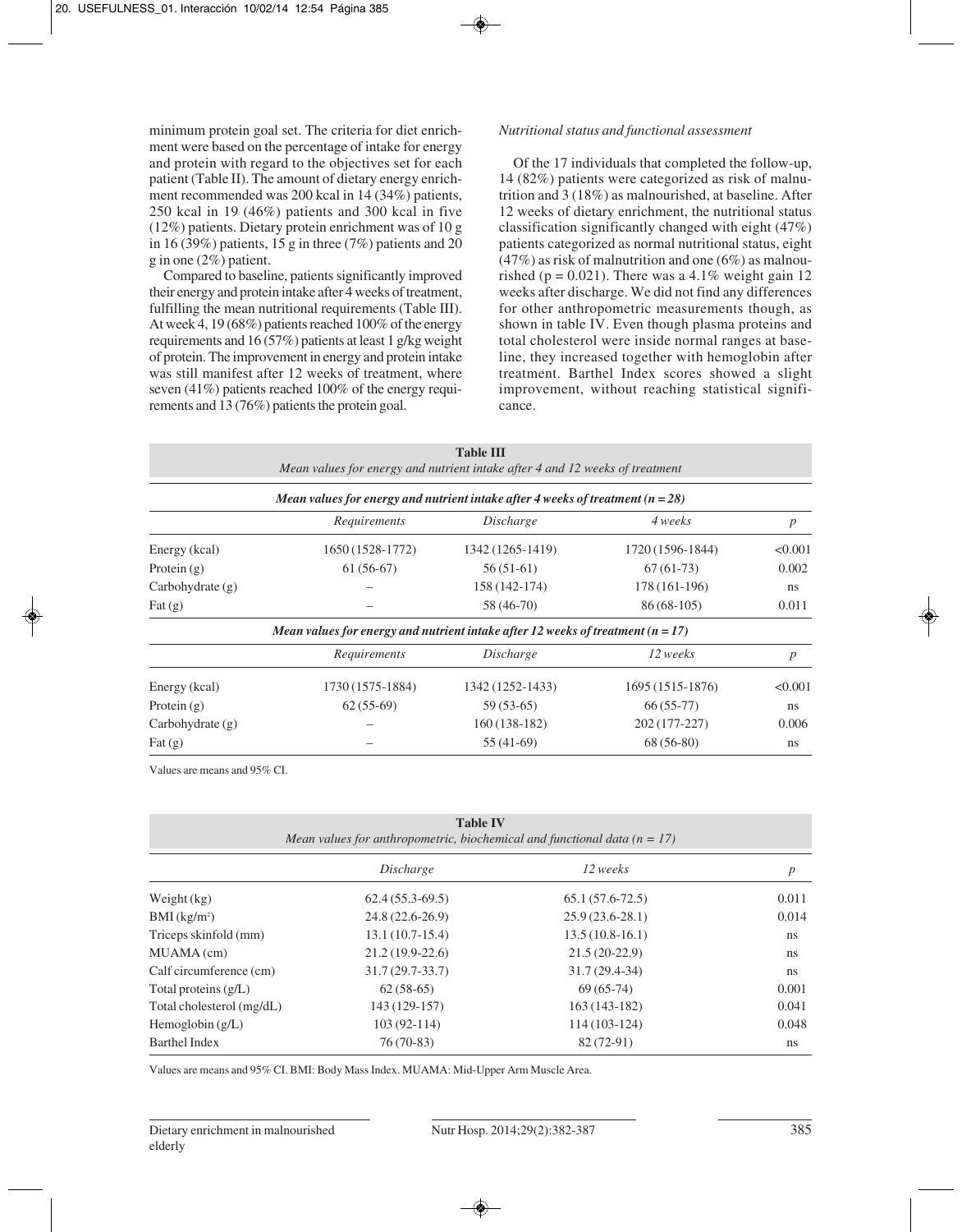minimum protein goal set. The criteria for diet enrichment were based on the percentage of intake for energy and protein with regard to the objectives set for each patient (Table II). The amount of dietary energy enrichment recommended was 200 kcal in 14 (34%) patients, 250 kcal in 19 (46%) patients and 300 kcal in five (12%) patients. Dietary protein enrichment was of 10 g in 16 (39%) patients, 15 g in three (7%) patients and 20 g in one (2%) patient.

Compared to baseline, patients significantly improved their energy and protein intake after 4 weeks of treatment, fulfilling the mean nutritional requirements (Table III). At week 4, 19 (68%) patients reached 100% of the energy requirements and 16 (57%) patients at least 1 g/kg weight of protein. The improvement in energy and protein intake was still manifest after 12 weeks of treatment, where seven (41%) patients reached 100% of the energy requirements and 13 (76%) patients the protein goal.

*Nutritional status and functional assessment*

Of the 17 individuals that completed the follow-up, 14 (82%) patients were categorized as risk of malnutrition and 3 (18%) as malnourished, at baseline. After 12 weeks of dietary enrichment, the nutritional status classification significantly changed with eight (47%) patients categorized as normal nutritional status, eight (47%) as risk of malnutrition and one (6%) as malnourished ($p = 0.021$). There was a 4.1% weight gain 12 weeks after discharge. We did not find any differences for other anthropometric measurements though, as shown in table IV. Even though plasma proteins and total cholesterol were inside normal ranges at baseline, they increased together with hemoglobin after treatment. Barthel Index scores showed a slight improvement, without reaching statistical significance.

**Table III**
*Mean values for energy and nutrient intake after 4 and 12 weeks of treatment*

| *Mean values for energy and nutrient intake after 4 weeks of treatment (n = 28)* | | | | |
|---|---|---|---|---|
| | *Requirements* | *Discharge* | *4 weeks* | *p* |
| Energy (kcal) | 1650 (1528-1772) | 1342 (1265-1419) | 1720 (1596-1844) | <0.001 |
| Protein (g) | 61 (56-67) | 56 (51-61) | 67 (61-73) | 0.002 |
| Carbohydrate (g) | – | 158 (142-174) | 178 (161-196) | ns |
| Fat (g) | – | 58 (46-70) | 86 (68-105) | 0.011 |
| *Mean values for energy and nutrient intake after 12 weeks of treatment (n = 17)* | | | | |
| | *Requirements* | *Discharge* | *12 weeks* | *p* |
| Energy (kcal) | 1730 (1575-1884) | 1342 (1252-1433) | 1695 (1515-1876) | <0.001 |
| Protein (g) | 62 (55-69) | 59 (53-65) | 66 (55-77) | ns |
| Carbohydrate (g) | – | 160 (138-182) | 202 (177-227) | 0.006 |
| Fat (g) | – | 55 (41-69) | 68 (56-80) | ns |

Values are means and 95% CI.

**Table IV**
*Mean values for anthropometric, biochemical and functional data (n = 17)*

| | *Discharge* | *12 weeks* | *p* |
|---|---|---|---|
| Weight (kg) | 62.4 (55.3-69.5) | 65.1 (57.6-72.5) | 0.011 |
| BMI (kg/m²) | 24.8 (22.6-26.9) | 25.9 (23.6-28.1) | 0.014 |
| Triceps skinfold (mm) | 13.1 (10.7-15.4) | 13.5 (10.8-16.1) | ns |
| MUAMA (cm) | 21.2 (19.9-22.6) | 21.5 (20-22.9) | ns |
| Calf circumference (cm) | 31.7 (29.7-33.7) | 31.7 (29.4-34) | ns |
| Total proteins (g/L) | 62 (58-65) | 69 (65-74) | 0.001 |
| Total cholesterol (mg/dL) | 143 (129-157) | 163 (143-182) | 0.041 |
| Hemoglobin (g/L) | 103 (92-114) | 114 (103-124) | 0.048 |
| Barthel Index | 76 (70-83) | 82 (72-91) | ns |

Values are means and 95% CI. BMI: Body Mass Index. MUAMA: Mid-Upper Arm Muscle Area.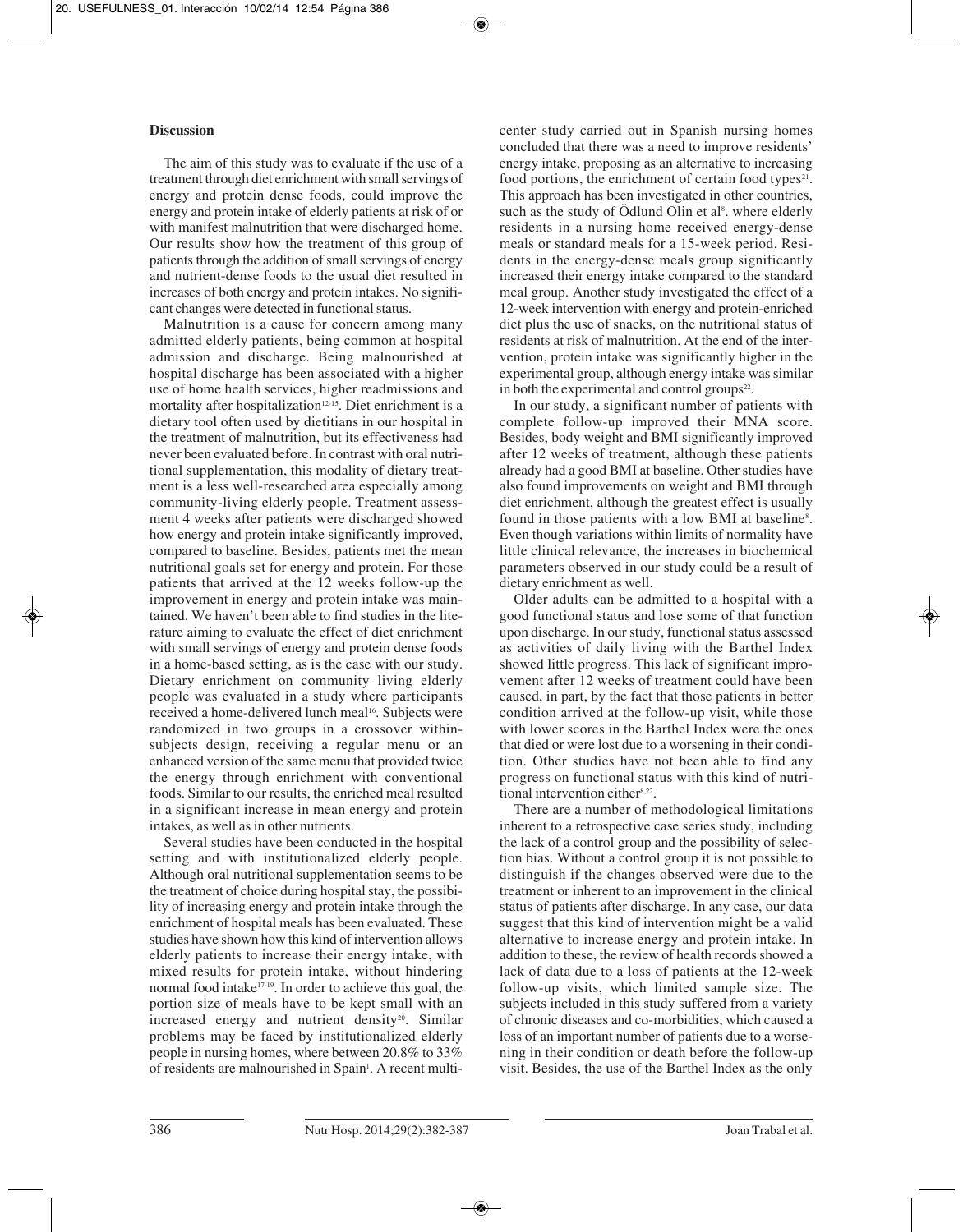## Discussion

The aim of this study was to evaluate if the use of a treatment through diet enrichment with small servings of energy and protein dense foods, could improve the energy and protein intake of elderly patients at risk of or with manifest malnutrition that were discharged home. Our results show how the treatment of this group of patients through the addition of small servings of energy and nutrient-dense foods to the usual diet resulted in increases of both energy and protein intakes. No significant changes were detected in functional status.

Malnutrition is a cause for concern among many admitted elderly patients, being common at hospital admission and discharge. Being malnourished at hospital discharge has been associated with a higher use of home health services, higher readmissions and mortality after hospitalization[12-15]. Diet enrichment is a dietary tool often used by dietitians in our hospital in the treatment of malnutrition, but its effectiveness had never been evaluated before. In contrast with oral nutritional supplementation, this modality of dietary treatment is a less well-researched area especially among community-living elderly people. Treatment assessment 4 weeks after patients were discharged showed how energy and protein intake significantly improved, compared to baseline. Besides, patients met the mean nutritional goals set for energy and protein. For those patients that arrived at the 12 weeks follow-up the improvement in energy and protein intake was maintained. We haven't been able to find studies in the literature aiming to evaluate the effect of diet enrichment with small servings of energy and protein dense foods in a home-based setting, as is the case with our study. Dietary enrichment on community living elderly people was evaluated in a study where participants received a home-delivered lunch meal[16]. Subjects were randomized in two groups in a crossover within-subjects design, receiving a regular menu or an enhanced version of the same menu that provided twice the energy through enrichment with conventional foods. Similar to our results, the enriched meal resulted in a significant increase in mean energy and protein intakes, as well as in other nutrients.

Several studies have been conducted in the hospital setting and with institutionalized elderly people. Although oral nutritional supplementation seems to be the treatment of choice during hospital stay, the possibility of increasing energy and protein intake through the enrichment of hospital meals has been evaluated. These studies have shown how this kind of intervention allows elderly patients to increase their energy intake, with mixed results for protein intake, without hindering normal food intake[17-19]. In order to achieve this goal, the portion size of meals have to be kept small with an increased energy and nutrient density[20]. Similar problems may be faced by institutionalized elderly people in nursing homes, where between 20.8% to 33% of residents are malnourished in Spain[1]. A recent multicenter study carried out in Spanish nursing homes concluded that there was a need to improve residents' energy intake, proposing as an alternative to increasing food portions, the enrichment of certain food types[21]. This approach has been investigated in other countries, such as the study of Ödlund Olin et al[8]. where elderly residents in a nursing home received energy-dense meals or standard meals for a 15-week period. Residents in the energy-dense meals group significantly increased their energy intake compared to the standard meal group. Another study investigated the effect of a 12-week intervention with energy and protein-enriched diet plus the use of snacks, on the nutritional status of residents at risk of malnutrition. At the end of the intervention, protein intake was significantly higher in the experimental group, although energy intake was similar in both the experimental and control groups[22].

In our study, a significant number of patients with complete follow-up improved their MNA score. Besides, body weight and BMI significantly improved after 12 weeks of treatment, although these patients already had a good BMI at baseline. Other studies have also found improvements on weight and BMI through diet enrichment, although the greatest effect is usually found in those patients with a low BMI at baseline[8]. Even though variations within limits of normality have little clinical relevance, the increases in biochemical parameters observed in our study could be a result of dietary enrichment as well.

Older adults can be admitted to a hospital with a good functional status and lose some of that function upon discharge. In our study, functional status assessed as activities of daily living with the Barthel Index showed little progress. This lack of significant improvement after 12 weeks of treatment could have been caused, in part, by the fact that those patients in better condition arrived at the follow-up visit, while those with lower scores in the Barthel Index were the ones that died or were lost due to a worsening in their condition. Other studies have not been able to find any progress on functional status with this kind of nutritional intervention either[8,22].

There are a number of methodological limitations inherent to a retrospective case series study, including the lack of a control group and the possibility of selection bias. Without a control group it is not possible to distinguish if the changes observed were due to the treatment or inherent to an improvement in the clinical status of patients after discharge. In any case, our data suggest that this kind of intervention might be a valid alternative to increase energy and protein intake. In addition to these, the review of health records showed a lack of data due to a loss of patients at the 12-week follow-up visits, which limited sample size. The subjects included in this study suffered from a variety of chronic diseases and co-morbidities, which caused a loss of an important number of patients due to a worsening in their condition or death before the follow-up visit. Besides, the use of the Barthel Index as the only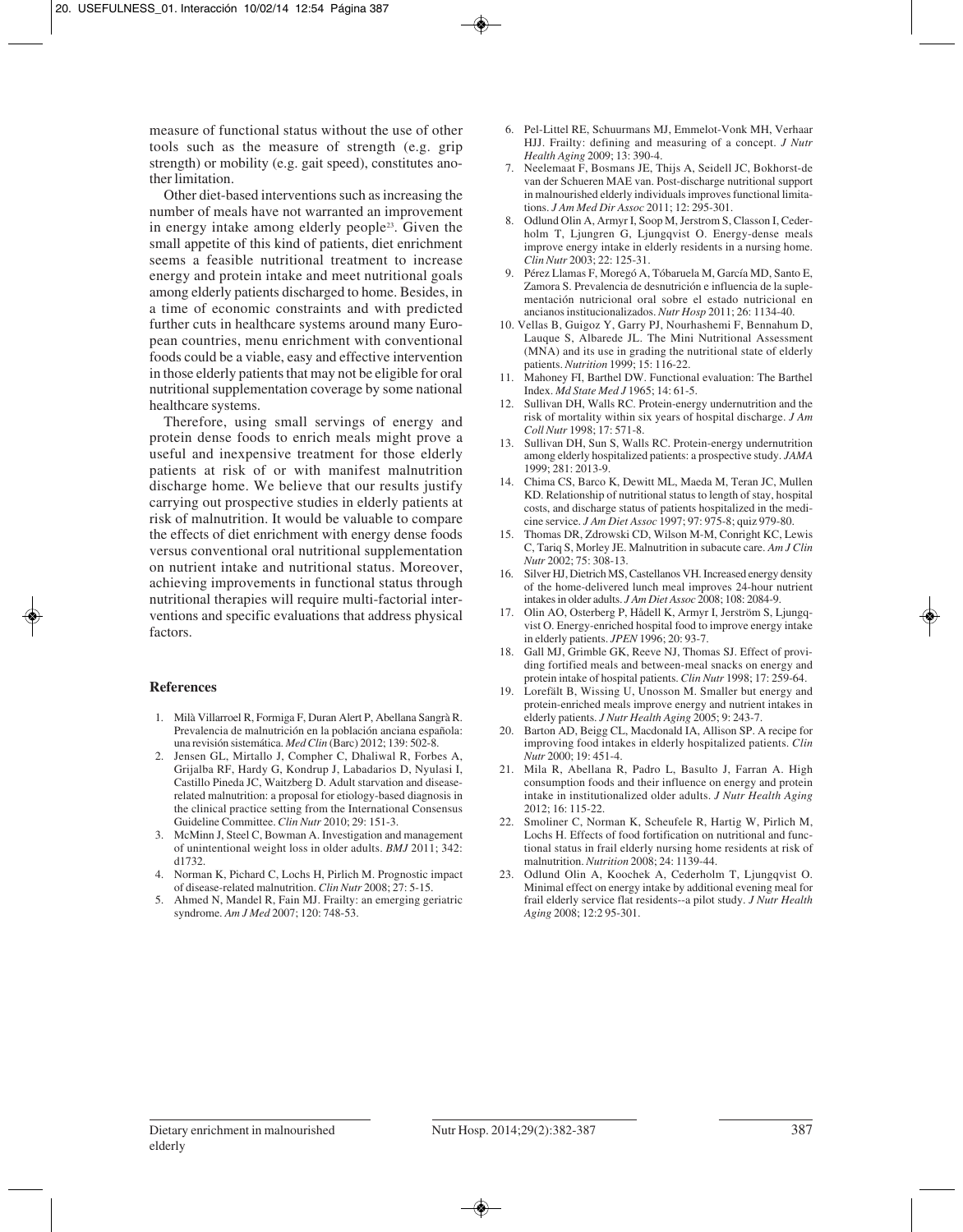measure of functional status without the use of other tools such as the measure of strength (e.g. grip strength) or mobility (e.g. gait speed), constitutes another limitation.

Other diet-based interventions such as increasing the number of meals have not warranted an improvement in energy intake among elderly people[23]. Given the small appetite of this kind of patients, diet enrichment seems a feasible nutritional treatment to increase energy and protein intake and meet nutritional goals among elderly patients discharged to home. Besides, in a time of economic constraints and with predicted further cuts in healthcare systems around many European countries, menu enrichment with conventional foods could be a viable, easy and effective intervention in those elderly patients that may not be eligible for oral nutritional supplementation coverage by some national healthcare systems.

Therefore, using small servings of energy and protein dense foods to enrich meals might prove a useful and inexpensive treatment for those elderly patients at risk of or with manifest malnutrition discharge home. We believe that our results justify carrying out prospective studies in elderly patients at risk of malnutrition. It would be valuable to compare the effects of diet enrichment with energy dense foods versus conventional oral nutritional supplementation on nutrient intake and nutritional status. Moreover, achieving improvements in functional status through nutritional therapies will require multi-factorial interventions and specific evaluations that address physical factors.

## References

1. Milà Villarroel R, Formiga F, Duran Alert P, Abellana Sangrà R. Prevalencia de malnutrición en la población anciana española: una revisión sistemática. *Med Clin* (Barc) 2012; 139: 502-8.
2. Jensen GL, Mirtallo J, Compher C, Dhaliwal R, Forbes A, Grijalba RF, Hardy G, Kondrup J, Labadarios D, Nyulasi I, Castillo Pineda JC, Waitzberg D. Adult starvation and disease-related malnutrition: a proposal for etiology-based diagnosis in the clinical practice setting from the International Consensus Guideline Committee. *Clin Nutr* 2010; 29: 151-3.
3. McMinn J, Steel C, Bowman A. Investigation and management of unintentional weight loss in older adults. *BMJ* 2011; 342: d1732.
4. Norman K, Pichard C, Lochs H, Pirlich M. Prognostic impact of disease-related malnutrition. *Clin Nutr* 2008; 27: 5-15.
5. Ahmed N, Mandel R, Fain MJ. Frailty: an emerging geriatric syndrome. *Am J Med* 2007; 120: 748-53.
6. Pel-Littel RE, Schuurmans MJ, Emmelot-Vonk MH, Verhaar HJJ. Frailty: defining and measuring of a concept. *J Nutr Health Aging* 2009; 13: 390-4.
7. Neelemaat F, Bosmans JE, Thijs A, Seidell JC, Bokhorst-de van der Schueren MAE van. Post-discharge nutritional support in malnourished elderly individuals improves functional limitations. *J Am Med Dir Assoc* 2011; 12: 295-301.
8. Odlund Olin A, Armyr I, Soop M, Jerstrom S, Classon I, Cederholm T, Ljungren G, Ljungqvist O. Energy-dense meals improve energy intake in elderly residents in a nursing home. *Clin Nutr* 2003; 22: 125-31.
9. Pérez Llamas F, Moregó A, Tóbaruela M, García MD, Santo E, Zamora S. Prevalencia de desnutrición e influencia de la suplementación nutricional oral sobre el estado nutricional en ancianos institucionalizados. *Nutr Hosp* 2011; 26: 1134-40.
10. Vellas B, Guigoz Y, Garry PJ, Nourhashemi F, Bennahum D, Lauque S, Albarede JL. The Mini Nutritional Assessment (MNA) and its use in grading the nutritional state of elderly patients. *Nutrition* 1999; 15: 116-22.
11. Mahoney FI, Barthel DW. Functional evaluation: The Barthel Index. *Md State Med J* 1965; 14: 61-5.
12. Sullivan DH, Walls RC. Protein-energy undernutrition and the risk of mortality within six years of hospital discharge. *J Am Coll Nutr* 1998; 17: 571-8.
13. Sullivan DH, Sun S, Walls RC. Protein-energy undernutrition among elderly hospitalized patients: a prospective study. *JAMA* 1999; 281: 2013-9.
14. Chima CS, Barco K, Dewitt ML, Maeda M, Teran JC, Mullen KD. Relationship of nutritional status to length of stay, hospital costs, and discharge status of patients hospitalized in the medicine service. *J Am Diet Assoc* 1997; 97: 975-8; quiz 979-80.
15. Thomas DR, Zdrowski CD, Wilson M-M, Conright KC, Lewis C, Tariq S, Morley JE. Malnutrition in subacute care. *Am J Clin Nutr* 2002; 75: 308-13.
16. Silver HJ, Dietrich MS, Castellanos VH. Increased energy density of the home-delivered lunch meal improves 24-hour nutrient intakes in older adults. *J Am Diet Assoc* 2008; 108: 2084-9.
17. Olin AO, Osterberg P, Hådell K, Armyr I, Jerström S, Ljungqvist O. Energy-enriched hospital food to improve energy intake in elderly patients. *JPEN* 1996; 20: 93-7.
18. Gall MJ, Grimble GK, Reeve NJ, Thomas SJ. Effect of providing fortified meals and between-meal snacks on energy and protein intake of hospital patients. *Clin Nutr* 1998; 17: 259-64.
19. Lorefält B, Wissing U, Unosson M. Smaller but energy and protein-enriched meals improve energy and nutrient intakes in elderly patients. *J Nutr Health Aging* 2005; 9: 243-7.
20. Barton AD, Beigg CL, Macdonald IA, Allison SP. A recipe for improving food intakes in elderly hospitalized patients. *Clin Nutr* 2000; 19: 451-4.
21. Mila R, Abellana R, Padro L, Basulto J, Farran A. High consumption foods and their influence on energy and protein intake in institutionalized older adults. *J Nutr Health Aging* 2012; 16: 115-22.
22. Smoliner C, Norman K, Scheufele R, Hartig W, Pirlich M, Lochs H. Effects of food fortification on nutritional and functional status in frail elderly nursing home residents at risk of malnutrition. *Nutrition* 2008; 24: 1139-44.
23. Odlund Olin A, Koochek A, Cederholm T, Ljungqvist O. Minimal effect on energy intake by additional evening meal for frail elderly service flat residents--a pilot study. *J Nutr Health Aging* 2008; 12:2 95-301.